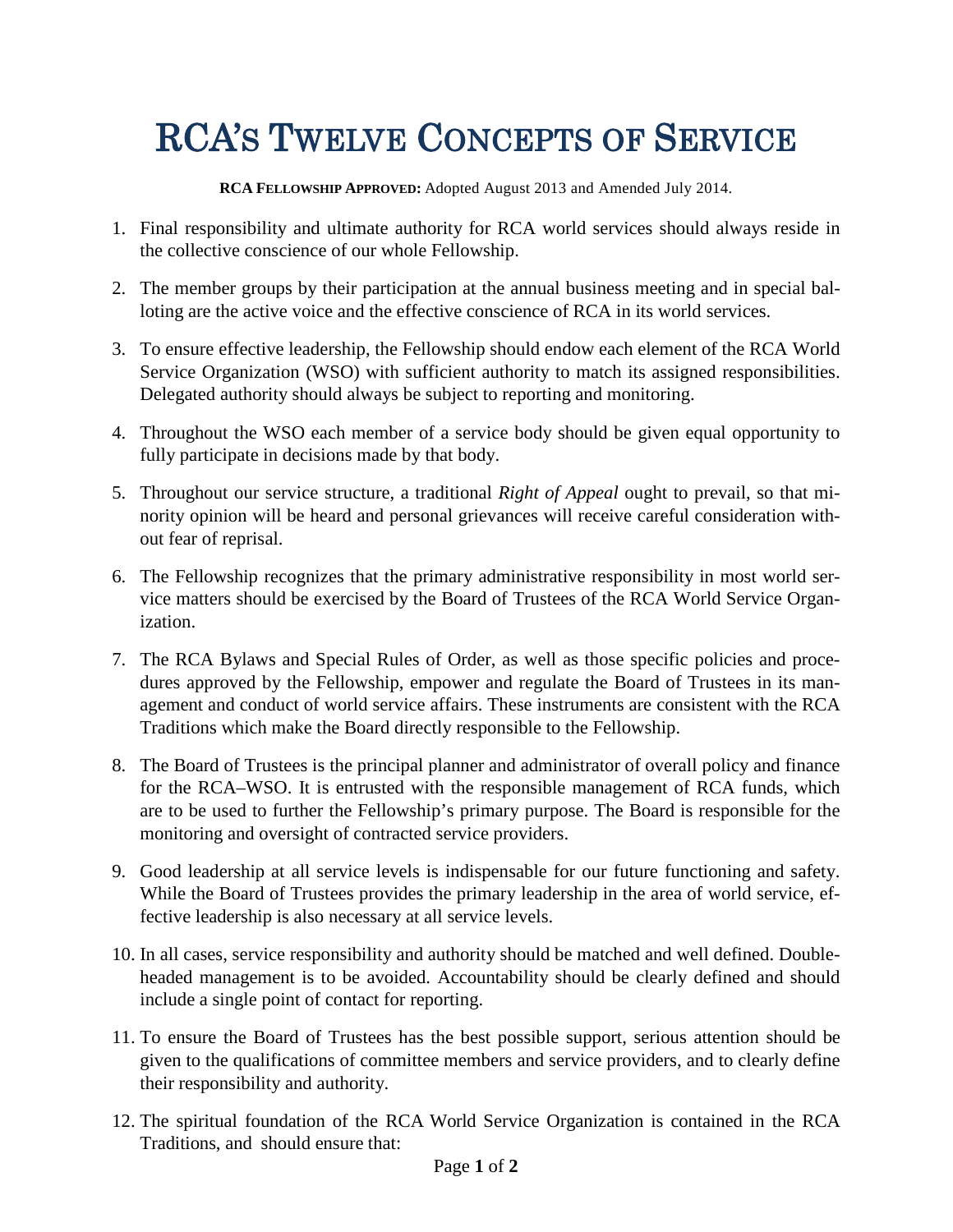# RCA's Twelve Concepts of Service

**RCA Fellowship Approved:** Adopted August 2013 and Amended July 2014.

1. Final responsibility and ultimate authority for RCA world services should always reside in the collective conscience of our whole Fellowship.

2. The member groups by their participation at the annual business meeting and in special balloting are the active voice and the effective conscience of RCA in its world services.

3. To ensure effective leadership, the Fellowship should endow each element of the RCA World Service Organization (WSO) with sufficient authority to match its assigned responsibilities. Delegated authority should always be subject to reporting and monitoring.

4. Throughout the WSO each member of a service body should be given equal opportunity to fully participate in decisions made by that body.

5. Throughout our service structure, a traditional *Right of Appeal* ought to prevail, so that minority opinion will be heard and personal grievances will receive careful consideration without fear of reprisal.

6. The Fellowship recognizes that the primary administrative responsibility in most world service matters should be exercised by the Board of Trustees of the RCA World Service Organization.

7. The RCA Bylaws and Special Rules of Order, as well as those specific policies and procedures approved by the Fellowship, empower and regulate the Board of Trustees in its management and conduct of world service affairs. These instruments are consistent with the RCA Traditions which make the Board directly responsible to the Fellowship.

8. The Board of Trustees is the principal planner and administrator of overall policy and finance for the RCA–WSO. It is entrusted with the responsible management of RCA funds, which are to be used to further the Fellowship's primary purpose. The Board is responsible for the monitoring and oversight of contracted service providers.

9. Good leadership at all service levels is indispensable for our future functioning and safety. While the Board of Trustees provides the primary leadership in the area of world service, effective leadership is also necessary at all service levels.

10. In all cases, service responsibility and authority should be matched and well defined. Double-headed management is to be avoided. Accountability should be clearly defined and should include a single point of contact for reporting.

11. To ensure the Board of Trustees has the best possible support, serious attention should be given to the qualifications of committee members and service providers, and to clearly define their responsibility and authority.

12. The spiritual foundation of the RCA World Service Organization is contained in the RCA Traditions, and should ensure that: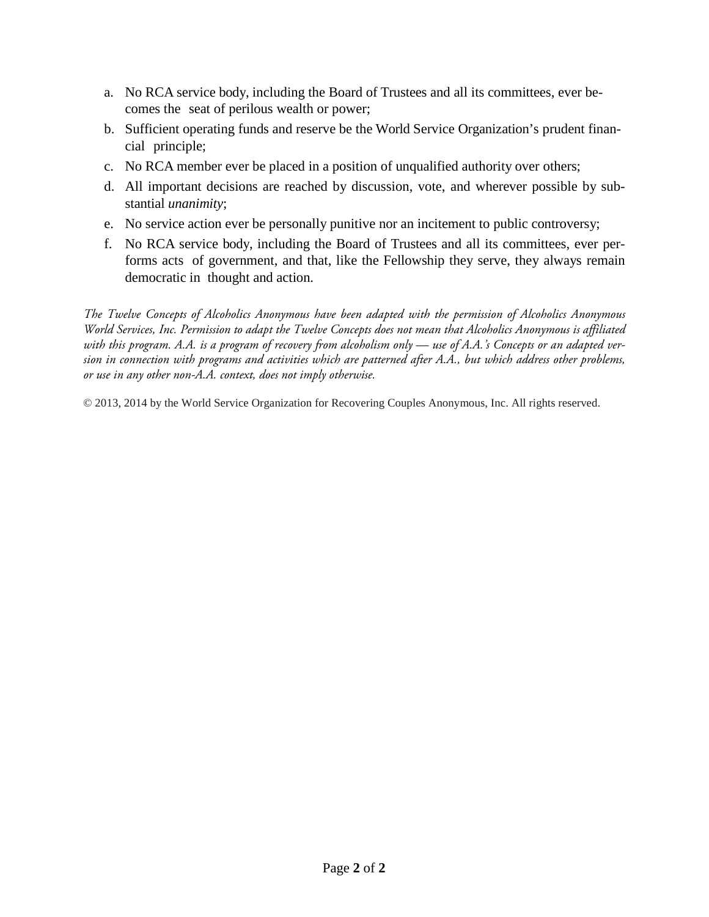a. No RCA service body, including the Board of Trustees and all its committees, ever becomes the seat of perilous wealth or power;
b. Sufficient operating funds and reserve be the World Service Organization's prudent financial principle;
c. No RCA member ever be placed in a position of unqualified authority over others;
d. All important decisions are reached by discussion, vote, and wherever possible by substantial *unanimity*;
e. No service action ever be personally punitive nor an incitement to public controversy;
f. No RCA service body, including the Board of Trustees and all its committees, ever performs acts of government, and that, like the Fellowship they serve, they always remain democratic in thought and action.

*The Twelve Concepts of Alcoholics Anonymous have been adapted with the permission of Alcoholics Anonymous World Services, Inc. Permission to adapt the Twelve Concepts does not mean that Alcoholics Anonymous is affiliated with this program. A.A. is a program of recovery from alcoholism only — use of A.A.'s Concepts or an adapted version in connection with programs and activities which are patterned after A.A., but which address other problems, or use in any other non-A.A. context, does not imply otherwise.*

© 2013, 2014 by the World Service Organization for Recovering Couples Anonymous, Inc. All rights reserved.